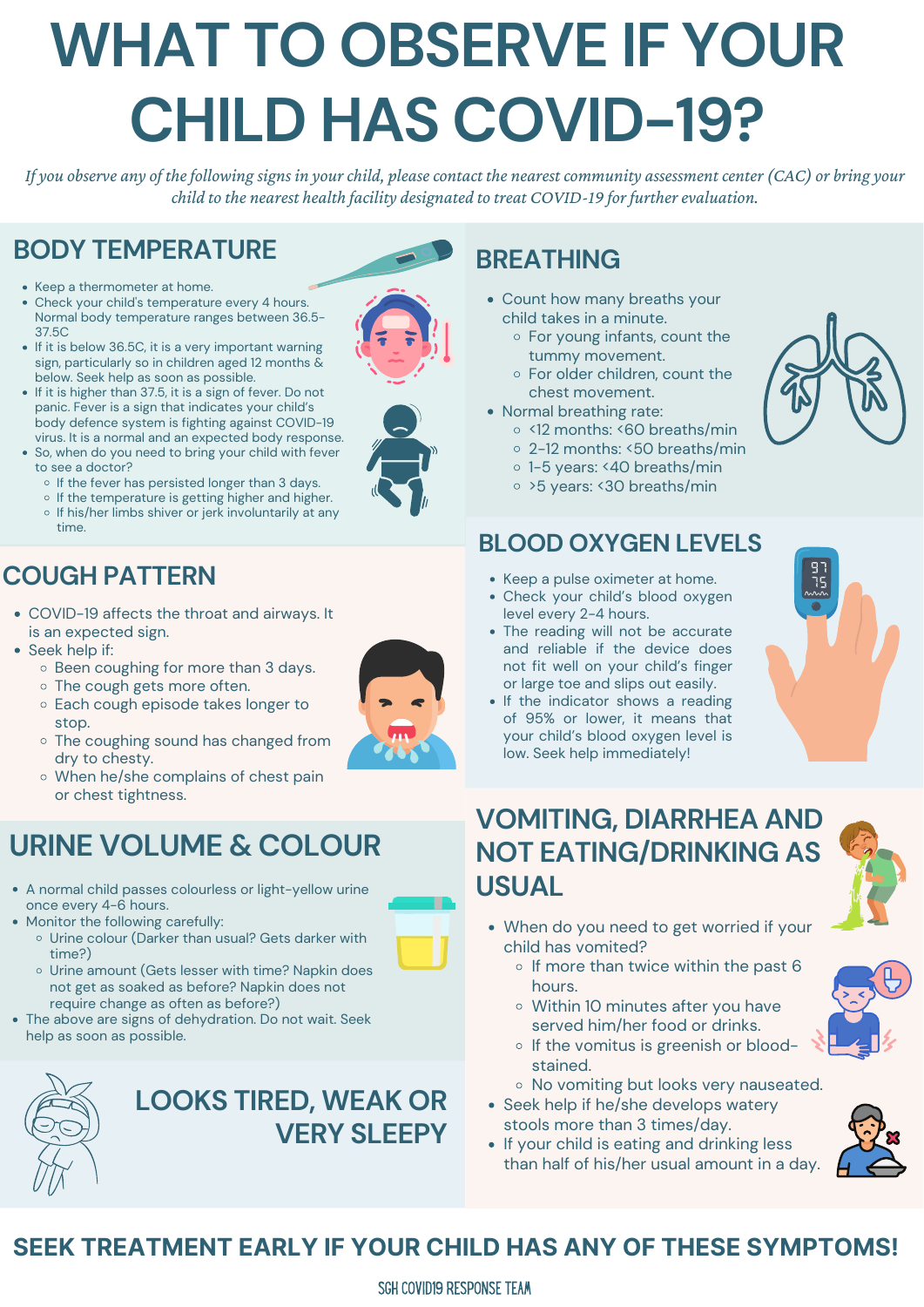# WHAT TO OBSERVE IF YOUR CHILD HAS COVID-19?

*If you observe any of the following signs in your child, please contact the nearest community assessment center (CAC) or bring your child to the nearest health facility designated to treat COVID-19 for further evaluation.*

## BODY TEMPERATURE

- Keep a thermometer at home.
- Check your child's temperature every 4 hours. Normal body temperature ranges between 36.5-37.5C
- If it is below 36.5C, it is a very important warning sign, particularly so in children aged 12 months & below. Seek help as soon as possible.
- If it is higher than 37.5, it is a sign of fever. Do not panic. Fever is a sign that indicates your child's body defence system is fighting against COVID-19 virus. It is a normal and an expected body response.
- So, when do you need to bring your child with fever to see a doctor?
  - If the fever has persisted longer than 3 days.
  - If the temperature is getting higher and higher.
  - If his/her limbs shiver or jerk involuntarily at any time.

## COUGH PATTERN

- COVID-19 affects the throat and airways. It is an expected sign.
- Seek help if:
  - Been coughing for more than 3 days.
  - The cough gets more often.
  - Each cough episode takes longer to stop.
  - The coughing sound has changed from dry to chesty.
  - When he/she complains of chest pain or chest tightness.

## URINE VOLUME & COLOUR

- A normal child passes colourless or light-yellow urine once every 4-6 hours.
- Monitor the following carefully:
  - Urine colour (Darker than usual? Gets darker with time?)
  - Urine amount (Gets lesser with time? Napkin does not get as soaked as before? Napkin does not require change as often as before?)
- The above are signs of dehydration. Do not wait. Seek help as soon as possible.

## LOOKS TIRED, WEAK OR VERY SLEEPY

## BREATHING

- Count how many breaths your child takes in a minute.
  - For young infants, count the tummy movement.
  - For older children, count the chest movement.
- Normal breathing rate:
  - <12 months: <60 breaths/min
  - 2-12 months: <50 breaths/min
  - 1-5 years: <40 breaths/min
  - >5 years: <30 breaths/min

## BLOOD OXYGEN LEVELS

- Keep a pulse oximeter at home.
- Check your child's blood oxygen level every 2-4 hours.
- The reading will not be accurate and reliable if the device does not fit well on your child's finger or large toe and slips out easily.
- If the indicator shows a reading of 95% or lower, it means that your child's blood oxygen level is low. Seek help immediately!

## VOMITING, DIARRHEA AND NOT EATING/DRINKING AS USUAL

- When do you need to get worried if your child has vomited?
  - If more than twice within the past 6 hours.
  - Within 10 minutes after you have served him/her food or drinks.
  - If the vomitus is greenish or blood-stained.
  - No vomiting but looks very nauseated.
- Seek help if he/she develops watery stools more than 3 times/day.
- If your child is eating and drinking less than half of his/her usual amount in a day.

## SEEK TREATMENT EARLY IF YOUR CHILD HAS ANY OF THESE SYMPTOMS!

SGH COVID19 RESPONSE TEAM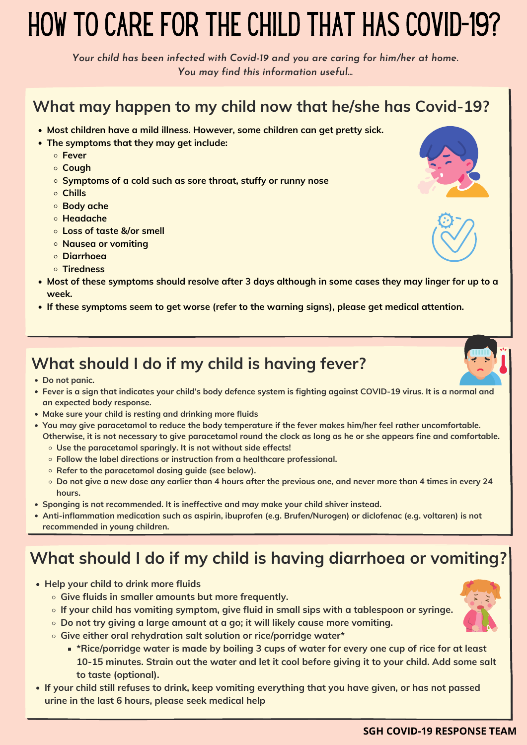# HOW TO CARE FOR THE CHILD THAT HAS COVID-19?

*Your child has been infected with Covid-19 and you are caring for him/her at home. You may find this information useful...*

## What may happen to my child now that he/she has Covid-19?

- **Most children have a mild illness. However, some children can get pretty sick.**
- **The symptoms that they may get include:**
  - **Fever**
  - **Cough**
  - **Symptoms of a cold such as sore throat, stuffy or runny nose**
  - **Chills**
  - **Body ache**
  - **Headache**
  - **Loss of taste &/or smell**
  - **Nausea or vomiting**
  - **Diarrhoea**
  - **Tiredness**
- **Most of these symptoms should resolve after 3 days although in some cases they may linger for up to a week.**
- **If these symptoms seem to get worse (refer to the warning signs), please get medical attention.**

## What should I do if my child is having fever?

- **Do not panic.**
- **Fever is a sign that indicates your child's body defence system is fighting against COVID-19 virus. It is a normal and an expected body response.**
- **Make sure your child is resting and drinking more fluids**
- **You may give paracetamol to reduce the body temperature if the fever makes him/her feel rather uncomfortable. Otherwise, it is not necessary to give paracetamol round the clock as long as he or she appears fine and comfortable.**
  - **Use the paracetamol sparingly. It is not without side effects!**
  - **Follow the label directions or instruction from a healthcare professional.**
  - **Refer to the paracetamol dosing guide (see below).**
  - **Do not give a new dose any earlier than 4 hours after the previous one, and never more than 4 times in every 24 hours.**
- **Sponging is not recommended. It is ineffective and may make your child shiver instead.**
- **Anti-inflammation medication such as aspirin, ibuprofen (e.g. Brufen/Nurogen) or diclofenac (e.g. voltaren) is not recommended in young children.**

## What should I do if my child is having diarrhoea or vomiting?

- **Help your child to drink more fluids**
  - **Give fluids in smaller amounts but more frequently.**
  - **If your child has vomiting symptom, give fluid in small sips with a tablespoon or syringe.**
  - **Do not try giving a large amount at a go; it will likely cause more vomiting.**
  - **Give either oral rehydration salt solution or rice/porridge water***
    - ***Rice/porridge water is made by boiling 3 cups of water for every one cup of rice for at least 10-15 minutes. Strain out the water and let it cool before giving it to your child. Add some salt to taste (optional).**
- **If your child still refuses to drink, keep vomiting everything that you have given, or has not passed urine in the last 6 hours, please seek medical help**

**SGH COVID-19 RESPONSE TEAM**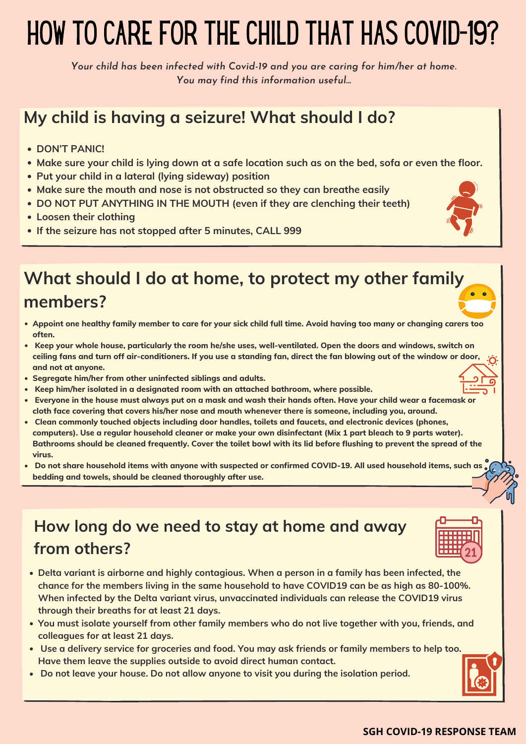# HOW TO CARE FOR THE CHILD THAT HAS COVID-19?

*Your child has been infected with Covid-19 and you are caring for him/her at home. You may find this information useful...*

## My child is having a seizure! What should I do?

- **DON'T PANIC!**
- **Make sure your child is lying down at a safe location such as on the bed, sofa or even the floor.**
- **Put your child in a lateral (lying sideway) position**
- **Make sure the mouth and nose is not obstructed so they can breathe easily**
- **DO NOT PUT ANYTHING IN THE MOUTH (even if they are clenching their teeth)**
- **Loosen their clothing**
- **If the seizure has not stopped after 5 minutes, CALL 999**

## What should I do at home, to protect my other family members?

- **Appoint one healthy family member to care for your sick child full time. Avoid having too many or changing carers too often.**
- **Keep your whole house, particularly the room he/she uses, well-ventilated. Open the doors and windows, switch on ceiling fans and turn off air-conditioners. If you use a standing fan, direct the fan blowing out of the window or door, and not at anyone.**
- **Segregate him/her from other uninfected siblings and adults.**
- **Keep him/her isolated in a designated room with an attached bathroom, where possible.**
- **Everyone in the house must always put on a mask and wash their hands often. Have your child wear a facemask or cloth face covering that covers his/her nose and mouth whenever there is someone, including you, around.**
- **Clean commonly touched objects including door handles, toilets and faucets, and electronic devices (phones, computers). Use a regular household cleaner or make your own disinfectant (Mix 1 part bleach to 9 parts water). Bathrooms should be cleaned frequently. Cover the toilet bowl with its lid before flushing to prevent the spread of the virus.**
- **Do not share household items with anyone with suspected or confirmed COVID-19. All used household items, such as bedding and towels, should be cleaned thoroughly after use.**

## How long do we need to stay at home and away from others?

- **Delta variant is airborne and highly contagious. When a person in a family has been infected, the chance for the members living in the same household to have COVID19 can be as high as 80-100%. When infected by the Delta variant virus, unvaccinated individuals can release the COVID19 virus through their breaths for at least 21 days.**
- **You must isolate yourself from other family members who do not live together with you, friends, and colleagues for at least 21 days.**
- **Use a delivery service for groceries and food. You may ask friends or family members to help too. Have them leave the supplies outside to avoid direct human contact.**
- **Do not leave your house. Do not allow anyone to visit you during the isolation period.**

**SGH COVID-19 RESPONSE TEAM**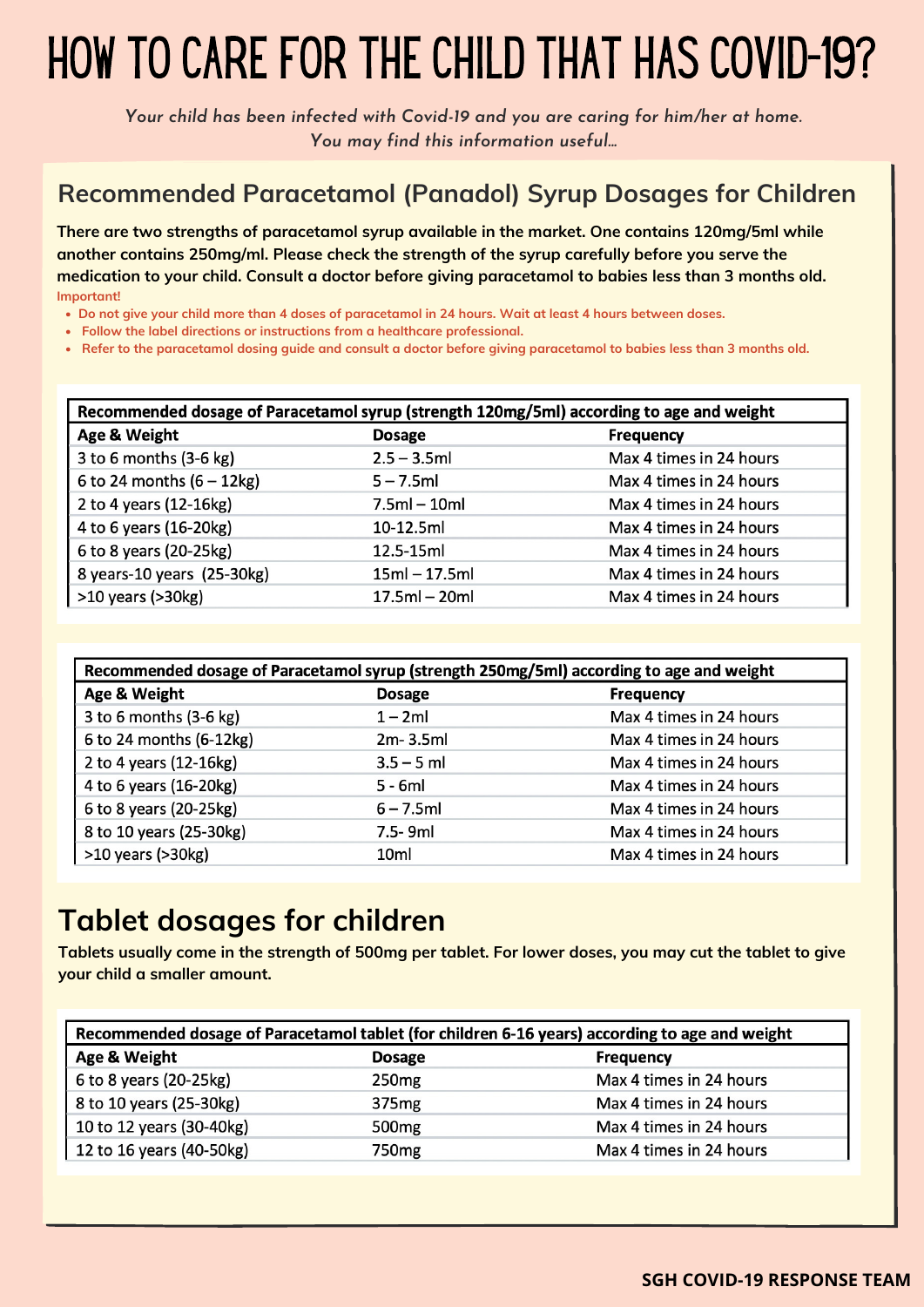# HOW TO CARE FOR THE CHILD THAT HAS COVID-19?

*Your child has been infected with Covid-19 and you are caring for him/her at home. You may find this information useful...*

## Recommended Paracetamol (Panadol) Syrup Dosages for Children

**There are two strengths of paracetamol syrup available in the market. One contains 120mg/5ml while another contains 250mg/ml. Please check the strength of the syrup carefully before you serve the medication to your child. Consult a doctor before giving paracetamol to babies less than 3 months old.**

**Important!**

- **Do not give your child more than 4 doses of paracetamol in 24 hours. Wait at least 4 hours between doses.**
- **Follow the label directions or instructions from a healthcare professional.**
- **Refer to the paracetamol dosing guide and consult a doctor before giving paracetamol to babies less than 3 months old.**

| Recommended dosage of Paracetamol syrup (strength 120mg/5ml) according to age and weight | | |
|---|---|---|
| **Age & Weight** | **Dosage** | **Frequency** |
| 3 to 6 months (3-6 kg) | 2.5 – 3.5ml | Max 4 times in 24 hours |
| 6 to 24 months (6 – 12kg) | 5 – 7.5ml | Max 4 times in 24 hours |
| 2 to 4 years (12-16kg) | 7.5ml – 10ml | Max 4 times in 24 hours |
| 4 to 6 years (16-20kg) | 10-12.5ml | Max 4 times in 24 hours |
| 6 to 8 years (20-25kg) | 12.5-15ml | Max 4 times in 24 hours |
| 8 years-10 years (25-30kg) | 15ml – 17.5ml | Max 4 times in 24 hours |
| >10 years (>30kg) | 17.5ml – 20ml | Max 4 times in 24 hours |

| Recommended dosage of Paracetamol syrup (strength 250mg/5ml) according to age and weight | | |
|---|---|---|
| **Age & Weight** | **Dosage** | **Frequency** |
| 3 to 6 months (3-6 kg) | 1 – 2ml | Max 4 times in 24 hours |
| 6 to 24 months (6-12kg) | 2m- 3.5ml | Max 4 times in 24 hours |
| 2 to 4 years (12-16kg) | 3.5 – 5 ml | Max 4 times in 24 hours |
| 4 to 6 years (16-20kg) | 5 - 6ml | Max 4 times in 24 hours |
| 6 to 8 years (20-25kg) | 6 – 7.5ml | Max 4 times in 24 hours |
| 8 to 10 years (25-30kg) | 7.5- 9ml | Max 4 times in 24 hours |
| >10 years (>30kg) | 10ml | Max 4 times in 24 hours |

## Tablet dosages for children

**Tablets usually come in the strength of 500mg per tablet. For lower doses, you may cut the tablet to give your child a smaller amount.**

| Recommended dosage of Paracetamol tablet (for children 6-16 years) according to age and weight | | |
|---|---|---|
| **Age & Weight** | **Dosage** | **Frequency** |
| 6 to 8 years (20-25kg) | 250mg | Max 4 times in 24 hours |
| 8 to 10 years (25-30kg) | 375mg | Max 4 times in 24 hours |
| 10 to 12 years (30-40kg) | 500mg | Max 4 times in 24 hours |
| 12 to 16 years (40-50kg) | 750mg | Max 4 times in 24 hours |

**SGH COVID-19 RESPONSE TEAM**